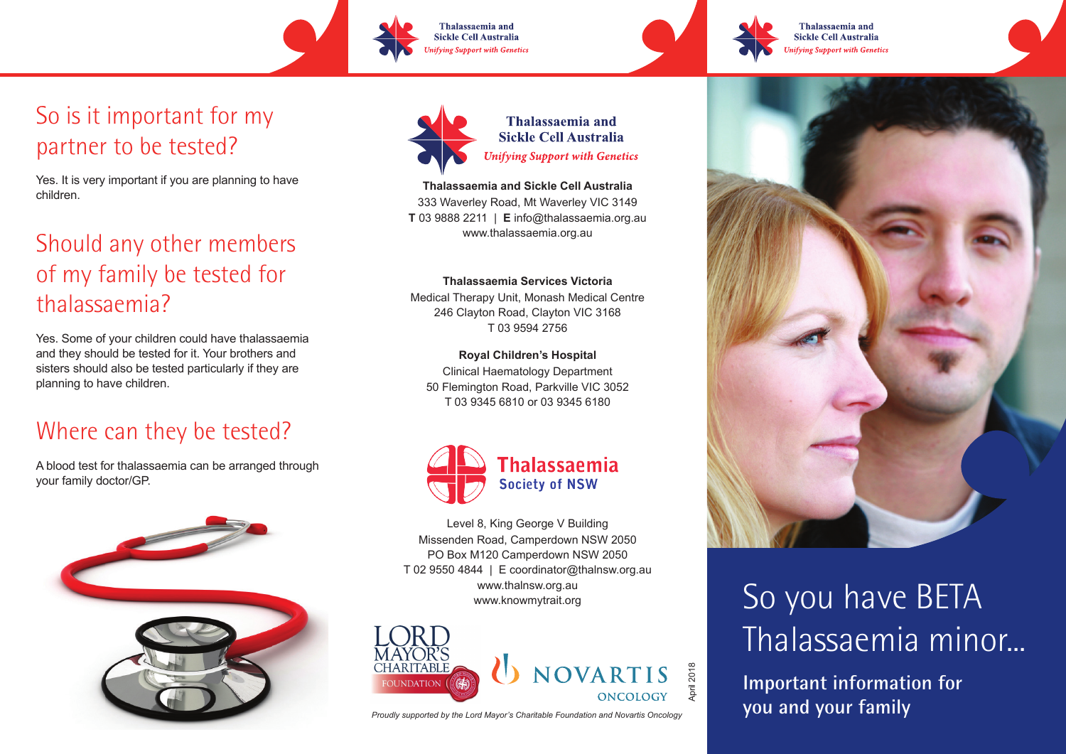## So is it important for my partner to be tested?

Yes. It is very important if you are planning to have children.

## Should any other members of my family be tested for thalassaemia?

Yes. Some of your children could have thalassaemia and they should be tested for it. Your brothers and sisters should also be tested particularly if they are planning to have children.

## Where can they be tested?

A blood test for thalassaemia can be arranged through your family doctor/GP.

Thalassaemia and Sickle Cell Australia
*Unifying Support with Genetics*

**Thalassaemia and Sickle Cell Australia**
333 Waverley Road, Mt Waverley VIC 3149
**T** 03 9888 2211 | **E** info@thalassaemia.org.au
www.thalassaemia.org.au

**Thalassaemia Services Victoria**
Medical Therapy Unit, Monash Medical Centre
246 Clayton Road, Clayton VIC 3168
T 03 9594 2756

**Royal Children's Hospital**
Clinical Haematology Department
50 Flemington Road, Parkville VIC 3052
T 03 9345 6810 or 03 9345 6180

Thalassaemia Society of NSW

Level 8, King George V Building
Missenden Road, Camperdown NSW 2050
PO Box M120 Camperdown NSW 2050
T 02 9550 4844 | E coordinator@thalnsw.org.au
www.thalnsw.org.au
www.knowmytrait.org

LORD MAYOR'S CHARITABLE FOUNDATION

NOVARTIS ONCOLOGY

April 2018

*Proudly supported by the Lord Mayor's Charitable Foundation and Novartis Oncology*

# So you have BETA Thalassaemia minor...

**Important information for you and your family**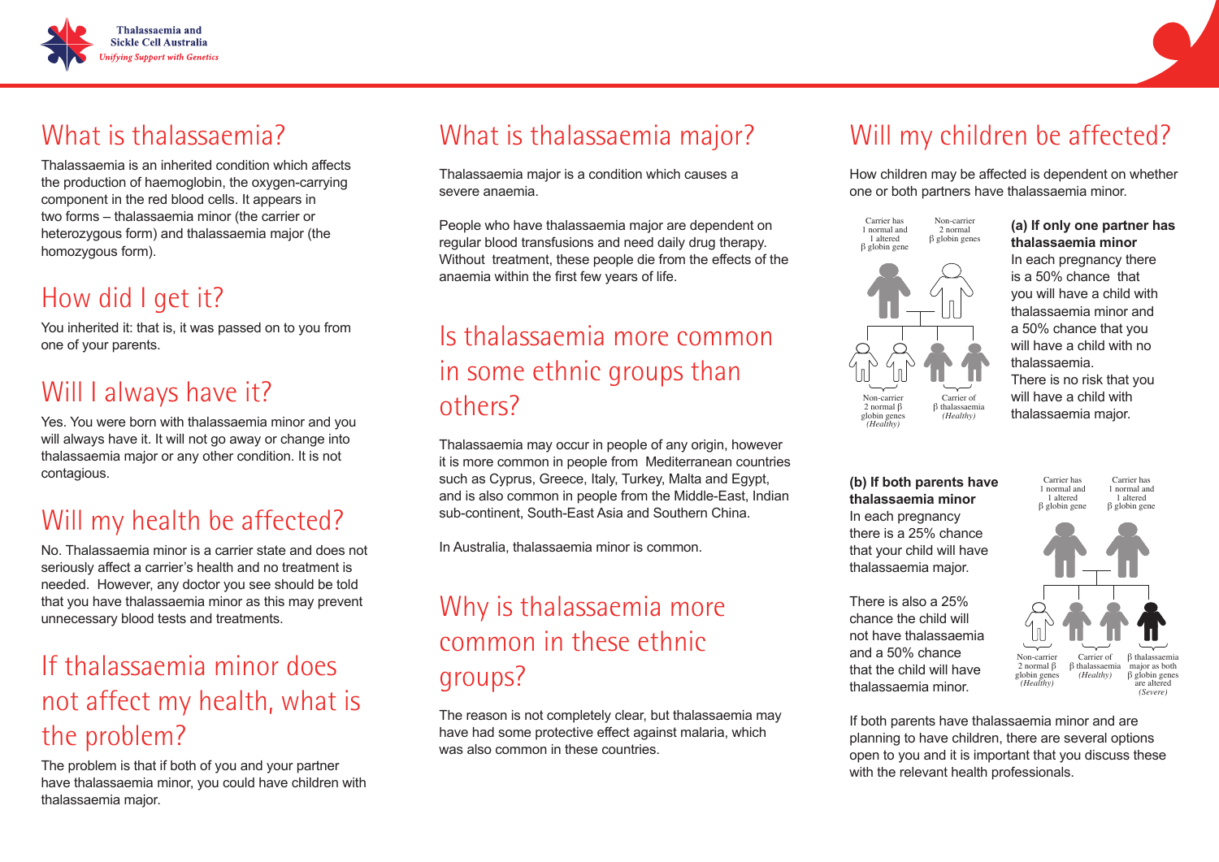# What is thalassaemia?

Thalassaemia is an inherited condition which affects the production of haemoglobin, the oxygen-carrying component in the red blood cells. It appears in two forms – thalassaemia minor (the carrier or heterozygous form) and thalassaemia major (the homozygous form).

# How did I get it?

You inherited it: that is, it was passed on to you from one of your parents.

# Will I always have it?

Yes. You were born with thalassaemia minor and you will always have it. It will not go away or change into thalassaemia major or any other condition. It is not contagious.

# Will my health be affected?

No. Thalassaemia minor is a carrier state and does not seriously affect a carrier's health and no treatment is needed. However, any doctor you see should be told that you have thalassaemia minor as this may prevent unnecessary blood tests and treatments.

# If thalassaemia minor does not affect my health, what is the problem?

The problem is that if both of you and your partner have thalassaemia minor, you could have children with thalassaemia major.

# What is thalassaemia major?

Thalassaemia major is a condition which causes a severe anaemia.

People who have thalassaemia major are dependent on regular blood transfusions and need daily drug therapy. Without treatment, these people die from the effects of the anaemia within the first few years of life.

# Is thalassaemia more common in some ethnic groups than others?

Thalassaemia may occur in people of any origin, however it is more common in people from Mediterranean countries such as Cyprus, Greece, Italy, Turkey, Malta and Egypt, and is also common in people from the Middle-East, Indian sub-continent, South-East Asia and Southern China.

In Australia, thalassaemia minor is common.

# Why is thalassaemia more common in these ethnic groups?

The reason is not completely clear, but thalassaemia may have had some protective effect against malaria, which was also common in these countries.

# Will my children be affected?

How children may be affected is dependent on whether one or both partners have thalassaemia minor.

Carrier has 1 normal and 1 altered β globin gene

Non-carrier 2 normal β globin genes

Non-carrier 2 normal β globin genes *(Healthy)*

Carrier of β thalassaemia *(Healthy)*

**(a) If only one partner has thalassaemia minor**
In each pregnancy there is a 50% chance that you will have a child with thalassaemia minor and a 50% chance that you will have a child with no thalassaemia.
There is no risk that you will have a child with thalassaemia major.

**(b) If both parents have thalassaemia minor**
In each pregnancy there is a 25% chance that your child will have thalassaemia major.

There is also a 25% chance the child will not have thalassaemia and a 50% chance that the child will have thalassaemia minor.

Carrier has 1 normal and 1 altered β globin gene

Carrier has 1 normal and 1 altered β globin gene

Non-carrier 2 normal β globin genes *(Healthy)*

Carrier of β thalassaemia *(Healthy)*

β thalassaemia major as both β globin genes are altered *(Severe)*

If both parents have thalassaemia minor and are planning to have children, there are several options open to you and it is important that you discuss these with the relevant health professionals.